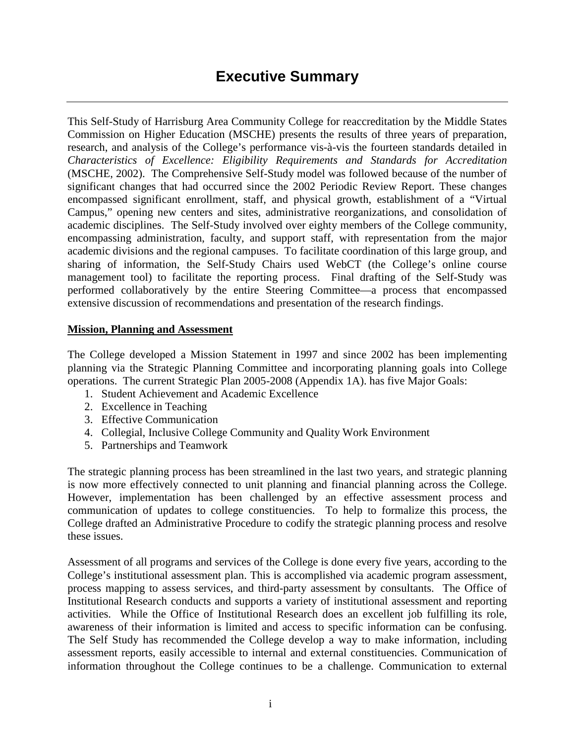# Executive Summary

This Self-Study of Harrisburg Area Community College for reaccreditation by the Middle States Commission on Higher Education (MSCHE) presents the results of three years of preparation, research, and analysis of the College's performance vis-à-vis the fourteen standards detailed in *Characteristics of Excellence: Eligibility Requirements and Standards for Accreditation* (MSCHE, 2002). The Comprehensive Self-Study model was followed because of the number of significant changes that had occurred since the 2002 Periodic Review Report. These changes encompassed significant enrollment, staff, and physical growth, establishment of a "Virtual Campus," opening new centers and sites, administrative reorganizations, and consolidation of academic disciplines. The Self-Study involved over eighty members of the College community, encompassing administration, faculty, and support staff, with representation from the major academic divisions and the regional campuses. To facilitate coordination of this large group, and sharing of information, the Self-Study Chairs used WebCT (the College's online course management tool) to facilitate the reporting process. Final drafting of the Self-Study was performed collaboratively by the entire Steering Committee—a process that encompassed extensive discussion of recommendations and presentation of the research findings.

## Mission, Planning and Assessment

The College developed a Mission Statement in 1997 and since 2002 has been implementing planning via the Strategic Planning Committee and incorporating planning goals into College operations. The current Strategic Plan 2005-2008 (Appendix 1A). has five Major Goals:

1. Student Achievement and Academic Excellence
2. Excellence in Teaching
3. Effective Communication
4. Collegial, Inclusive College Community and Quality Work Environment
5. Partnerships and Teamwork

The strategic planning process has been streamlined in the last two years, and strategic planning is now more effectively connected to unit planning and financial planning across the College. However, implementation has been challenged by an effective assessment process and communication of updates to college constituencies. To help to formalize this process, the College drafted an Administrative Procedure to codify the strategic planning process and resolve these issues.

Assessment of all programs and services of the College is done every five years, according to the College's institutional assessment plan. This is accomplished via academic program assessment, process mapping to assess services, and third-party assessment by consultants. The Office of Institutional Research conducts and supports a variety of institutional assessment and reporting activities. While the Office of Institutional Research does an excellent job fulfilling its role, awareness of their information is limited and access to specific information can be confusing. The Self Study has recommended the College develop a way to make information, including assessment reports, easily accessible to internal and external constituencies. Communication of information throughout the College continues to be a challenge. Communication to external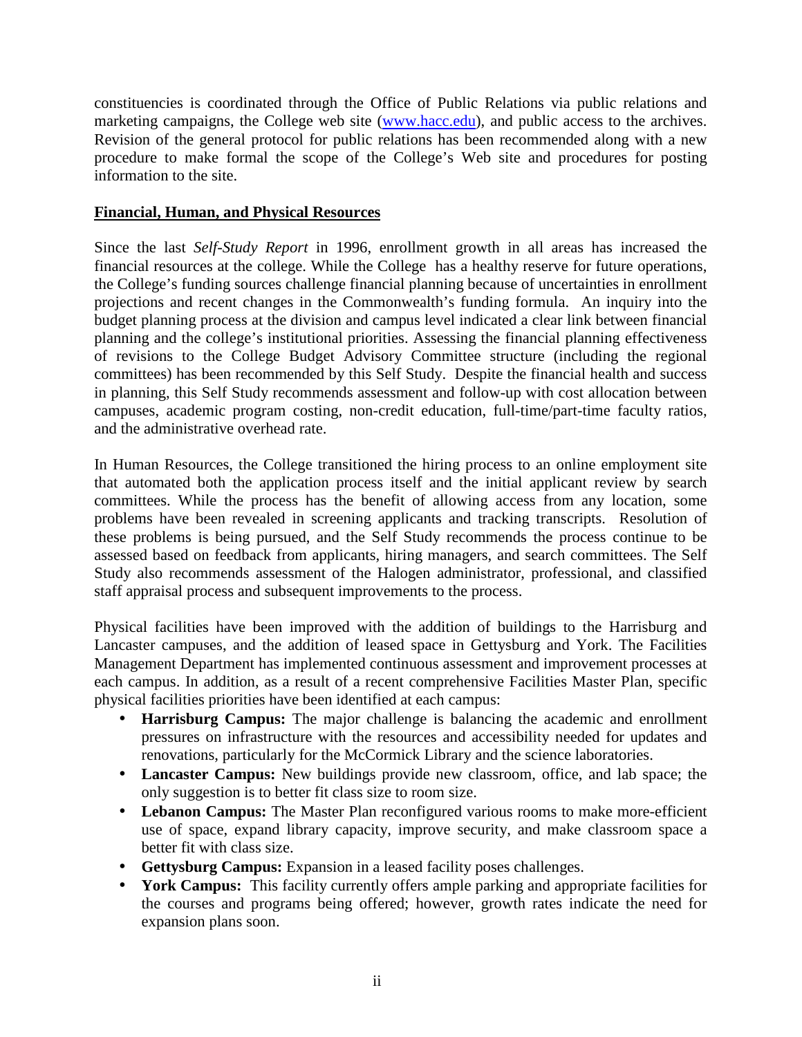constituencies is coordinated through the Office of Public Relations via public relations and marketing campaigns, the College web site ([www.hacc.edu](www.hacc.edu)), and public access to the archives. Revision of the general protocol for public relations has been recommended along with a new procedure to make formal the scope of the College's Web site and procedures for posting information to the site.

## Financial, Human, and Physical Resources

Since the last *Self-Study Report* in 1996, enrollment growth in all areas has increased the financial resources at the college. While the College has a healthy reserve for future operations, the College's funding sources challenge financial planning because of uncertainties in enrollment projections and recent changes in the Commonwealth's funding formula. An inquiry into the budget planning process at the division and campus level indicated a clear link between financial planning and the college's institutional priorities. Assessing the financial planning effectiveness of revisions to the College Budget Advisory Committee structure (including the regional committees) has been recommended by this Self Study. Despite the financial health and success in planning, this Self Study recommends assessment and follow-up with cost allocation between campuses, academic program costing, non-credit education, full-time/part-time faculty ratios, and the administrative overhead rate.

In Human Resources, the College transitioned the hiring process to an online employment site that automated both the application process itself and the initial applicant review by search committees. While the process has the benefit of allowing access from any location, some problems have been revealed in screening applicants and tracking transcripts. Resolution of these problems is being pursued, and the Self Study recommends the process continue to be assessed based on feedback from applicants, hiring managers, and search committees. The Self Study also recommends assessment of the Halogen administrator, professional, and classified staff appraisal process and subsequent improvements to the process.

Physical facilities have been improved with the addition of buildings to the Harrisburg and Lancaster campuses, and the addition of leased space in Gettysburg and York. The Facilities Management Department has implemented continuous assessment and improvement processes at each campus. In addition, as a result of a recent comprehensive Facilities Master Plan, specific physical facilities priorities have been identified at each campus:

- **Harrisburg Campus:** The major challenge is balancing the academic and enrollment pressures on infrastructure with the resources and accessibility needed for updates and renovations, particularly for the McCormick Library and the science laboratories.
- **Lancaster Campus:** New buildings provide new classroom, office, and lab space; the only suggestion is to better fit class size to room size.
- **Lebanon Campus:** The Master Plan reconfigured various rooms to make more-efficient use of space, expand library capacity, improve security, and make classroom space a better fit with class size.
- **Gettysburg Campus:** Expansion in a leased facility poses challenges.
- **York Campus:** This facility currently offers ample parking and appropriate facilities for the courses and programs being offered; however, growth rates indicate the need for expansion plans soon.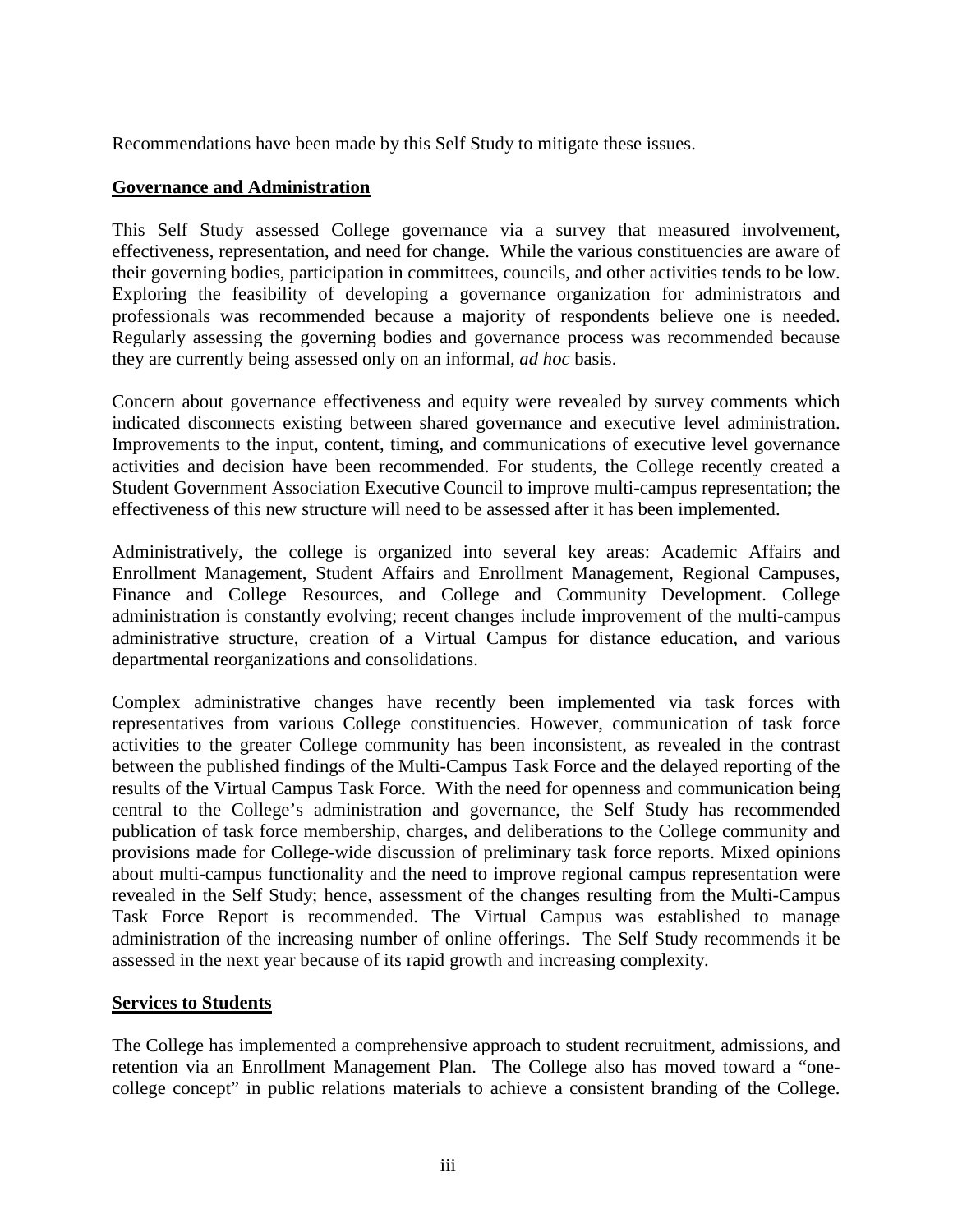Recommendations have been made by this Self Study to mitigate these issues.

## Governance and Administration

This Self Study assessed College governance via a survey that measured involvement, effectiveness, representation, and need for change. While the various constituencies are aware of their governing bodies, participation in committees, councils, and other activities tends to be low. Exploring the feasibility of developing a governance organization for administrators and professionals was recommended because a majority of respondents believe one is needed. Regularly assessing the governing bodies and governance process was recommended because they are currently being assessed only on an informal, *ad hoc* basis.

Concern about governance effectiveness and equity were revealed by survey comments which indicated disconnects existing between shared governance and executive level administration. Improvements to the input, content, timing, and communications of executive level governance activities and decision have been recommended. For students, the College recently created a Student Government Association Executive Council to improve multi-campus representation; the effectiveness of this new structure will need to be assessed after it has been implemented.

Administratively, the college is organized into several key areas: Academic Affairs and Enrollment Management, Student Affairs and Enrollment Management, Regional Campuses, Finance and College Resources, and College and Community Development. College administration is constantly evolving; recent changes include improvement of the multi-campus administrative structure, creation of a Virtual Campus for distance education, and various departmental reorganizations and consolidations.

Complex administrative changes have recently been implemented via task forces with representatives from various College constituencies. However, communication of task force activities to the greater College community has been inconsistent, as revealed in the contrast between the published findings of the Multi-Campus Task Force and the delayed reporting of the results of the Virtual Campus Task Force. With the need for openness and communication being central to the College's administration and governance, the Self Study has recommended publication of task force membership, charges, and deliberations to the College community and provisions made for College-wide discussion of preliminary task force reports. Mixed opinions about multi-campus functionality and the need to improve regional campus representation were revealed in the Self Study; hence, assessment of the changes resulting from the Multi-Campus Task Force Report is recommended. The Virtual Campus was established to manage administration of the increasing number of online offerings. The Self Study recommends it be assessed in the next year because of its rapid growth and increasing complexity.

## Services to Students

The College has implemented a comprehensive approach to student recruitment, admissions, and retention via an Enrollment Management Plan. The College also has moved toward a "one-college concept" in public relations materials to achieve a consistent branding of the College.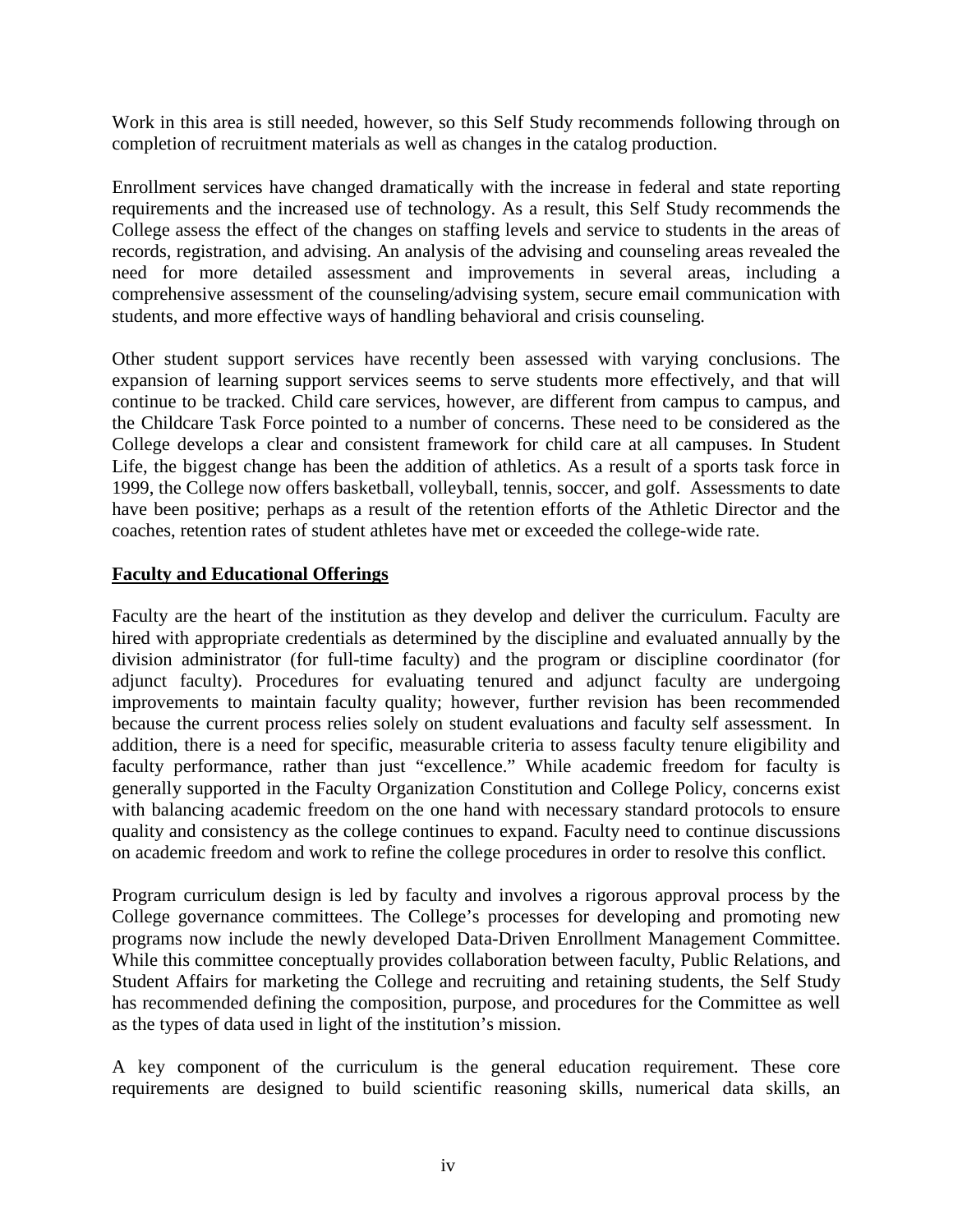Work in this area is still needed, however, so this Self Study recommends following through on completion of recruitment materials as well as changes in the catalog production.

Enrollment services have changed dramatically with the increase in federal and state reporting requirements and the increased use of technology. As a result, this Self Study recommends the College assess the effect of the changes on staffing levels and service to students in the areas of records, registration, and advising. An analysis of the advising and counseling areas revealed the need for more detailed assessment and improvements in several areas, including a comprehensive assessment of the counseling/advising system, secure email communication with students, and more effective ways of handling behavioral and crisis counseling.

Other student support services have recently been assessed with varying conclusions. The expansion of learning support services seems to serve students more effectively, and that will continue to be tracked. Child care services, however, are different from campus to campus, and the Childcare Task Force pointed to a number of concerns. These need to be considered as the College develops a clear and consistent framework for child care at all campuses. In Student Life, the biggest change has been the addition of athletics. As a result of a sports task force in 1999, the College now offers basketball, volleyball, tennis, soccer, and golf. Assessments to date have been positive; perhaps as a result of the retention efforts of the Athletic Director and the coaches, retention rates of student athletes have met or exceeded the college-wide rate.

**Faculty and Educational Offerings**

Faculty are the heart of the institution as they develop and deliver the curriculum. Faculty are hired with appropriate credentials as determined by the discipline and evaluated annually by the division administrator (for full-time faculty) and the program or discipline coordinator (for adjunct faculty). Procedures for evaluating tenured and adjunct faculty are undergoing improvements to maintain faculty quality; however, further revision has been recommended because the current process relies solely on student evaluations and faculty self assessment. In addition, there is a need for specific, measurable criteria to assess faculty tenure eligibility and faculty performance, rather than just "excellence." While academic freedom for faculty is generally supported in the Faculty Organization Constitution and College Policy, concerns exist with balancing academic freedom on the one hand with necessary standard protocols to ensure quality and consistency as the college continues to expand. Faculty need to continue discussions on academic freedom and work to refine the college procedures in order to resolve this conflict.

Program curriculum design is led by faculty and involves a rigorous approval process by the College governance committees. The College's processes for developing and promoting new programs now include the newly developed Data-Driven Enrollment Management Committee. While this committee conceptually provides collaboration between faculty, Public Relations, and Student Affairs for marketing the College and recruiting and retaining students, the Self Study has recommended defining the composition, purpose, and procedures for the Committee as well as the types of data used in light of the institution's mission.

A key component of the curriculum is the general education requirement. These core requirements are designed to build scientific reasoning skills, numerical data skills, an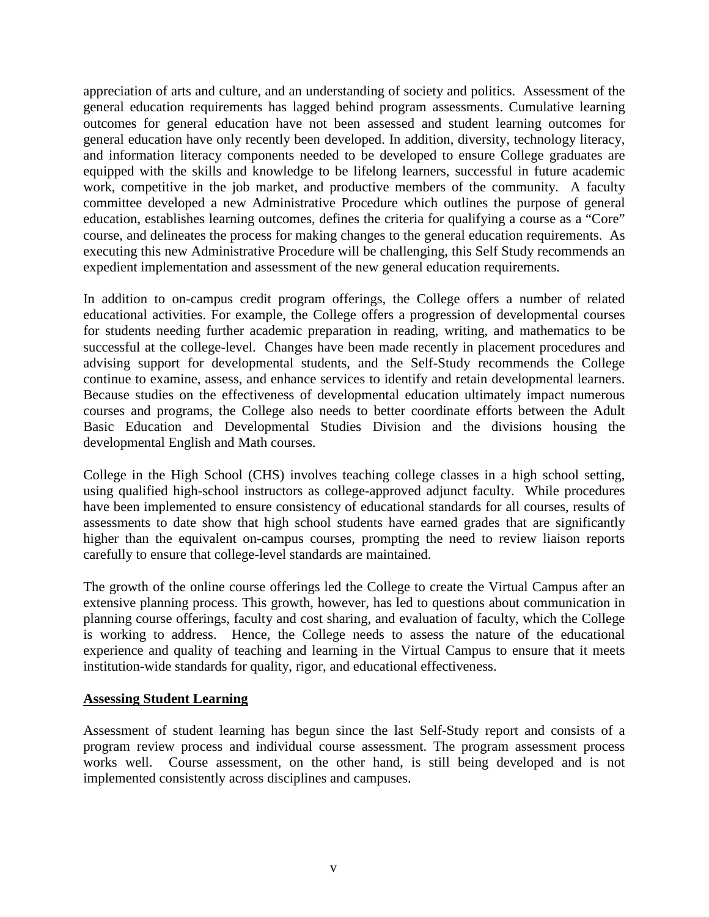appreciation of arts and culture, and an understanding of society and politics. Assessment of the general education requirements has lagged behind program assessments. Cumulative learning outcomes for general education have not been assessed and student learning outcomes for general education have only recently been developed. In addition, diversity, technology literacy, and information literacy components needed to be developed to ensure College graduates are equipped with the skills and knowledge to be lifelong learners, successful in future academic work, competitive in the job market, and productive members of the community. A faculty committee developed a new Administrative Procedure which outlines the purpose of general education, establishes learning outcomes, defines the criteria for qualifying a course as a "Core" course, and delineates the process for making changes to the general education requirements. As executing this new Administrative Procedure will be challenging, this Self Study recommends an expedient implementation and assessment of the new general education requirements.

In addition to on-campus credit program offerings, the College offers a number of related educational activities. For example, the College offers a progression of developmental courses for students needing further academic preparation in reading, writing, and mathematics to be successful at the college-level. Changes have been made recently in placement procedures and advising support for developmental students, and the Self-Study recommends the College continue to examine, assess, and enhance services to identify and retain developmental learners. Because studies on the effectiveness of developmental education ultimately impact numerous courses and programs, the College also needs to better coordinate efforts between the Adult Basic Education and Developmental Studies Division and the divisions housing the developmental English and Math courses.

College in the High School (CHS) involves teaching college classes in a high school setting, using qualified high-school instructors as college-approved adjunct faculty. While procedures have been implemented to ensure consistency of educational standards for all courses, results of assessments to date show that high school students have earned grades that are significantly higher than the equivalent on-campus courses, prompting the need to review liaison reports carefully to ensure that college-level standards are maintained.

The growth of the online course offerings led the College to create the Virtual Campus after an extensive planning process. This growth, however, has led to questions about communication in planning course offerings, faculty and cost sharing, and evaluation of faculty, which the College is working to address. Hence, the College needs to assess the nature of the educational experience and quality of teaching and learning in the Virtual Campus to ensure that it meets institution-wide standards for quality, rigor, and educational effectiveness.

## Assessing Student Learning

Assessment of student learning has begun since the last Self-Study report and consists of a program review process and individual course assessment. The program assessment process works well. Course assessment, on the other hand, is still being developed and is not implemented consistently across disciplines and campuses.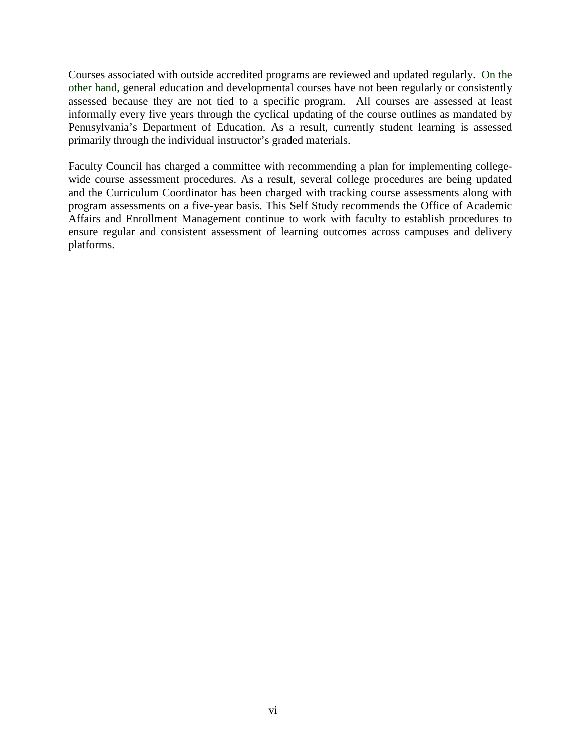Courses associated with outside accredited programs are reviewed and updated regularly. On the other hand, general education and developmental courses have not been regularly or consistently assessed because they are not tied to a specific program. All courses are assessed at least informally every five years through the cyclical updating of the course outlines as mandated by Pennsylvania's Department of Education. As a result, currently student learning is assessed primarily through the individual instructor's graded materials.

Faculty Council has charged a committee with recommending a plan for implementing college-wide course assessment procedures. As a result, several college procedures are being updated and the Curriculum Coordinator has been charged with tracking course assessments along with program assessments on a five-year basis. This Self Study recommends the Office of Academic Affairs and Enrollment Management continue to work with faculty to establish procedures to ensure regular and consistent assessment of learning outcomes across campuses and delivery platforms.